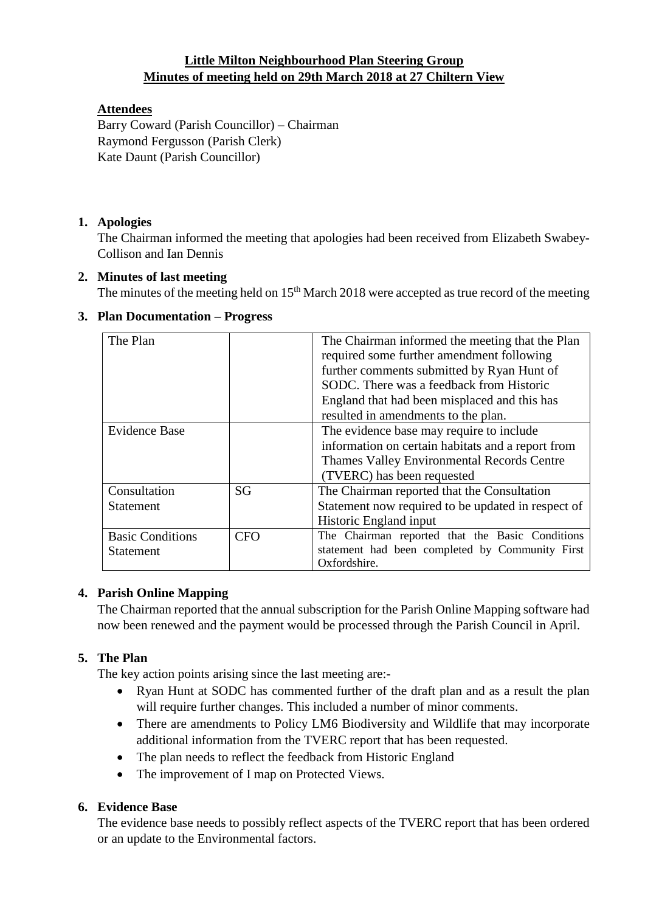**Little Milton Neighbourhood Plan Steering Group**
**Minutes of meeting held on 29th March 2018 at 27 Chiltern View**

**Attendees**
Barry Coward (Parish Councillor) – Chairman
Raymond Fergusson (Parish Clerk)
Kate Daunt (Parish Councillor)

1. **Apologies**
   The Chairman informed the meeting that apologies had been received from Elizabeth Swabey-Collison and Ian Dennis

2. **Minutes of last meeting**
   The minutes of the meeting held on 15th March 2018 were accepted as true record of the meeting

3. **Plan Documentation – Progress**

| | | |
|---|---|---|
| The Plan | | The Chairman informed the meeting that the Plan required some further amendment following further comments submitted by Ryan Hunt of SODC. There was a feedback from Historic England that had been misplaced and this has resulted in amendments to the plan. |
| Evidence Base | | The evidence base may require to include information on certain habitats and a report from Thames Valley Environmental Records Centre (TVERC) has been requested |
| Consultation Statement | SG | The Chairman reported that the Consultation Statement now required to be updated in respect of Historic England input |
| Basic Conditions Statement | CFO | The Chairman reported that the Basic Conditions statement had been completed by Community First Oxfordshire. |

4. **Parish Online Mapping**
   The Chairman reported that the annual subscription for the Parish Online Mapping software had now been renewed and the payment would be processed through the Parish Council in April.

5. **The Plan**
   The key action points arising since the last meeting are:-
   - Ryan Hunt at SODC has commented further of the draft plan and as a result the plan will require further changes. This included a number of minor comments.
   - There are amendments to Policy LM6 Biodiversity and Wildlife that may incorporate additional information from the TVERC report that has been requested.
   - The plan needs to reflect the feedback from Historic England
   - The improvement of I map on Protected Views.

6. **Evidence Base**
   The evidence base needs to possibly reflect aspects of the TVERC report that has been ordered or an update to the Environmental factors.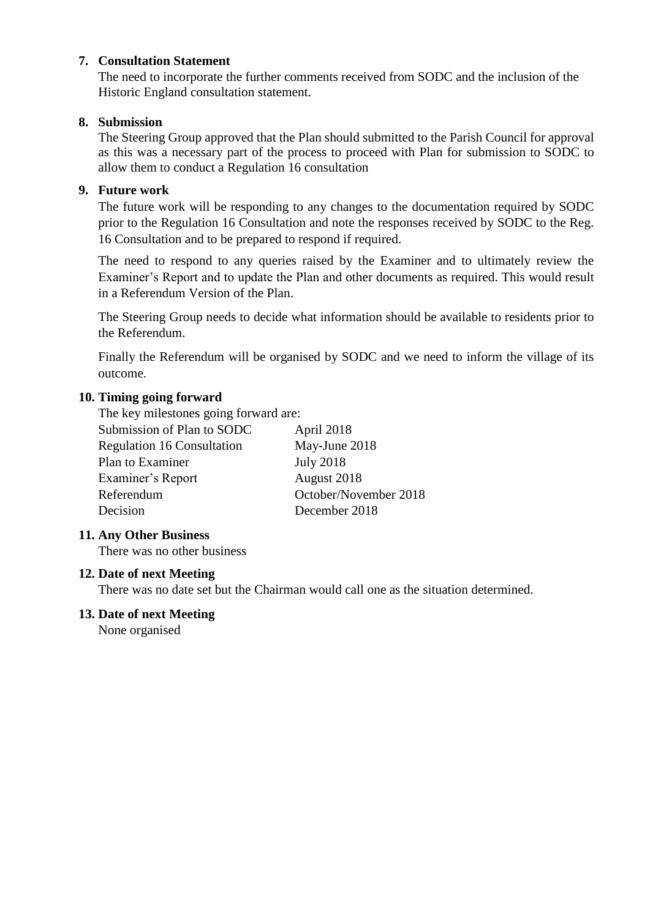7. **Consultation Statement**
   The need to incorporate the further comments received from SODC and the inclusion of the Historic England consultation statement.

8. **Submission**
   The Steering Group approved that the Plan should submitted to the Parish Council for approval as this was a necessary part of the process to proceed with Plan for submission to SODC to allow them to conduct a Regulation 16 consultation

9. **Future work**
   The future work will be responding to any changes to the documentation required by SODC prior to the Regulation 16 Consultation and note the responses received by SODC to the Reg. 16 Consultation and to be prepared to respond if required.

   The need to respond to any queries raised by the Examiner and to ultimately review the Examiner's Report and to update the Plan and other documents as required. This would result in a Referendum Version of the Plan.

   The Steering Group needs to decide what information should be available to residents prior to the Referendum.

   Finally the Referendum will be organised by SODC and we need to inform the village of its outcome.

10. **Timing going forward**
    The key milestones going forward are:

| | |
|---|---|
| Submission of Plan to SODC | April 2018 |
| Regulation 16 Consultation | May-June 2018 |
| Plan to Examiner | July 2018 |
| Examiner's Report | August 2018 |
| Referendum | October/November 2018 |
| Decision | December 2018 |

11. **Any Other Business**
    There was no other business

12. **Date of next Meeting**
    There was no date set but the Chairman would call one as the situation determined.

13. **Date of next Meeting**
    None organised